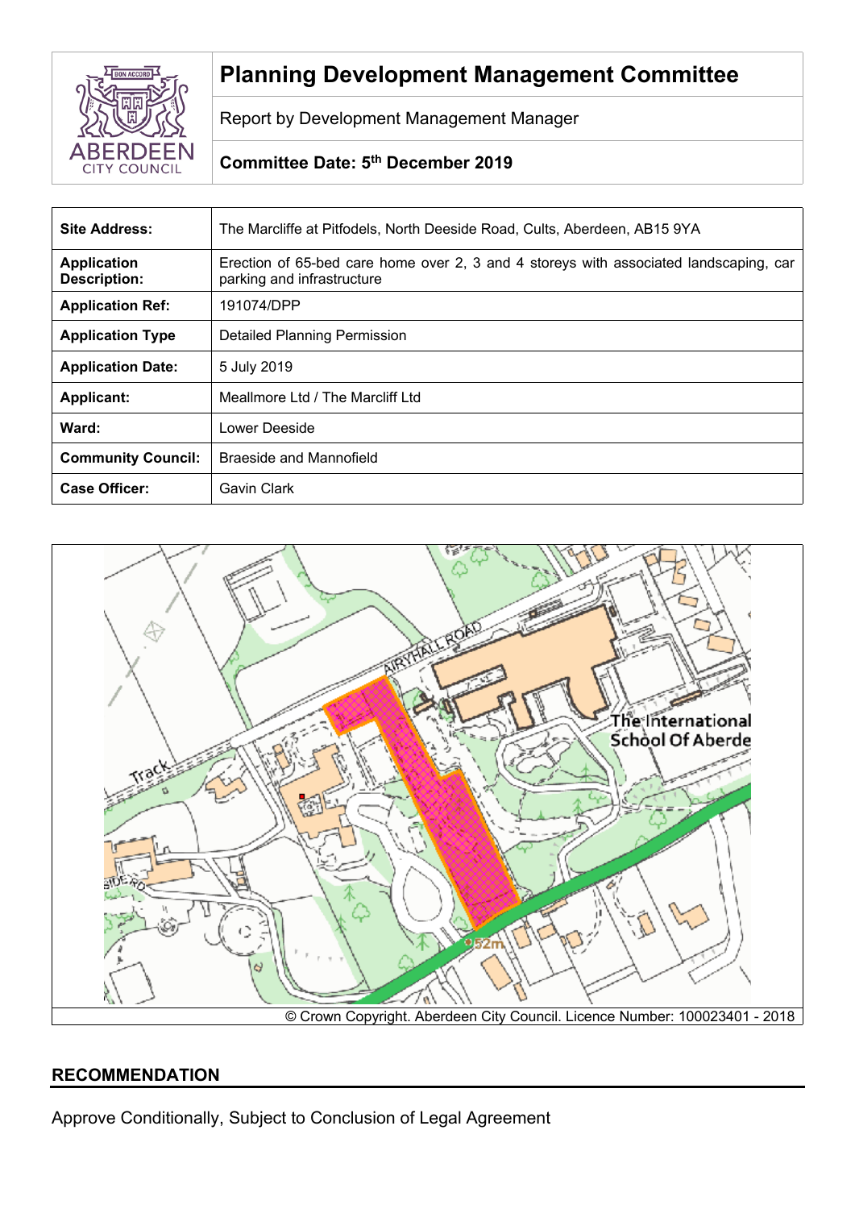# Planning Development Management Committee

Report by Development Management Manager

**Committee Date: 5th December 2019**

| | |
|---|---|
| **Site Address:** | The Marcliffe at Pitfodels, North Deeside Road, Cults, Aberdeen, AB15 9YA |
| **Application Description:** | Erection of 65-bed care home over 2, 3 and 4 storeys with associated landscaping, car parking and infrastructure |
| **Application Ref:** | 191074/DPP |
| **Application Type** | Detailed Planning Permission |
| **Application Date:** | 5 July 2019 |
| **Applicant:** | Meallmore Ltd / The Marcliff Ltd |
| **Ward:** | Lower Deeside |
| **Community Council:** | Braeside and Mannofield |
| **Case Officer:** | Gavin Clark |

© Crown Copyright. Aberdeen City Council. Licence Number: 100023401 - 2018

## RECOMMENDATION

Approve Conditionally, Subject to Conclusion of Legal Agreement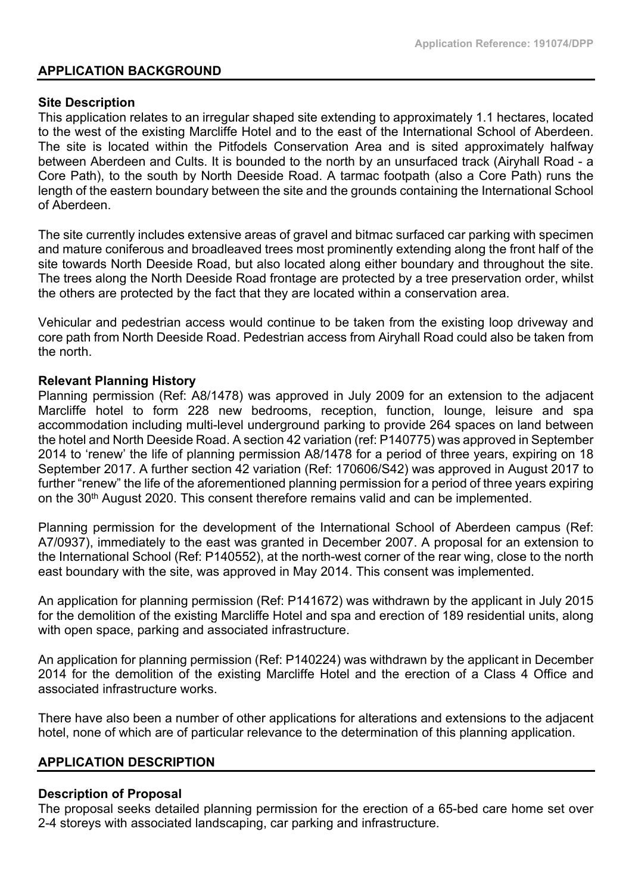## APPLICATION BACKGROUND

### Site Description

This application relates to an irregular shaped site extending to approximately 1.1 hectares, located to the west of the existing Marcliffe Hotel and to the east of the International School of Aberdeen. The site is located within the Pitfodels Conservation Area and is sited approximately halfway between Aberdeen and Cults. It is bounded to the north by an unsurfaced track (Airyhall Road - a Core Path), to the south by North Deeside Road. A tarmac footpath (also a Core Path) runs the length of the eastern boundary between the site and the grounds containing the International School of Aberdeen.

The site currently includes extensive areas of gravel and bitmac surfaced car parking with specimen and mature coniferous and broadleaved trees most prominently extending along the front half of the site towards North Deeside Road, but also located along either boundary and throughout the site. The trees along the North Deeside Road frontage are protected by a tree preservation order, whilst the others are protected by the fact that they are located within a conservation area.

Vehicular and pedestrian access would continue to be taken from the existing loop driveway and core path from North Deeside Road. Pedestrian access from Airyhall Road could also be taken from the north.

### Relevant Planning History

Planning permission (Ref: A8/1478) was approved in July 2009 for an extension to the adjacent Marcliffe hotel to form 228 new bedrooms, reception, function, lounge, leisure and spa accommodation including multi-level underground parking to provide 264 spaces on land between the hotel and North Deeside Road. A section 42 variation (ref: P140775) was approved in September 2014 to 'renew' the life of planning permission A8/1478 for a period of three years, expiring on 18 September 2017. A further section 42 variation (Ref: 170606/S42) was approved in August 2017 to further "renew" the life of the aforementioned planning permission for a period of three years expiring on the 30th August 2020. This consent therefore remains valid and can be implemented.

Planning permission for the development of the International School of Aberdeen campus (Ref: A7/0937), immediately to the east was granted in December 2007. A proposal for an extension to the International School (Ref: P140552), at the north-west corner of the rear wing, close to the north east boundary with the site, was approved in May 2014. This consent was implemented.

An application for planning permission (Ref: P141672) was withdrawn by the applicant in July 2015 for the demolition of the existing Marcliffe Hotel and spa and erection of 189 residential units, along with open space, parking and associated infrastructure.

An application for planning permission (Ref: P140224) was withdrawn by the applicant in December 2014 for the demolition of the existing Marcliffe Hotel and the erection of a Class 4 Office and associated infrastructure works.

There have also been a number of other applications for alterations and extensions to the adjacent hotel, none of which are of particular relevance to the determination of this planning application.

## APPLICATION DESCRIPTION

### Description of Proposal

The proposal seeks detailed planning permission for the erection of a 65-bed care home set over 2-4 storeys with associated landscaping, car parking and infrastructure.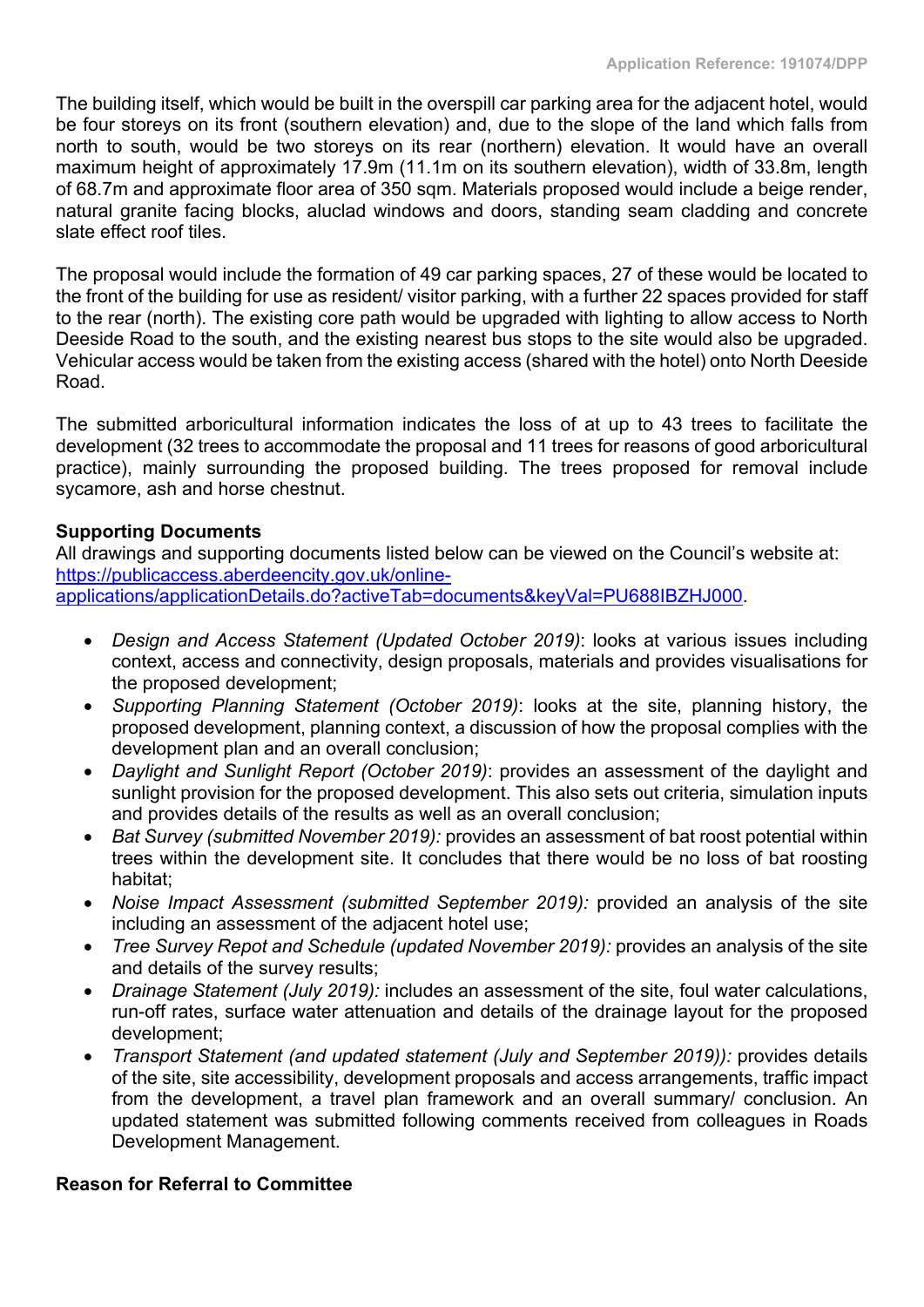The building itself, which would be built in the overspill car parking area for the adjacent hotel, would be four storeys on its front (southern elevation) and, due to the slope of the land which falls from north to south, would be two storeys on its rear (northern) elevation. It would have an overall maximum height of approximately 17.9m (11.1m on its southern elevation), width of 33.8m, length of 68.7m and approximate floor area of 350 sqm. Materials proposed would include a beige render, natural granite facing blocks, aluclad windows and doors, standing seam cladding and concrete slate effect roof tiles.

The proposal would include the formation of 49 car parking spaces, 27 of these would be located to the front of the building for use as resident/ visitor parking, with a further 22 spaces provided for staff to the rear (north). The existing core path would be upgraded with lighting to allow access to North Deeside Road to the south, and the existing nearest bus stops to the site would also be upgraded. Vehicular access would be taken from the existing access (shared with the hotel) onto North Deeside Road.

The submitted arboricultural information indicates the loss of at up to 43 trees to facilitate the development (32 trees to accommodate the proposal and 11 trees for reasons of good arboricultural practice), mainly surrounding the proposed building. The trees proposed for removal include sycamore, ash and horse chestnut.

**Supporting Documents**

All drawings and supporting documents listed below can be viewed on the Council's website at: [https://publicaccess.aberdeencity.gov.uk/online-applications/applicationDetails.do?activeTab=documents&keyVal=PU688IBZHJ000](https://publicaccess.aberdeencity.gov.uk/online-applications/applicationDetails.do?activeTab=documents&keyVal=PU688IBZHJ000).

- *Design and Access Statement (Updated October 2019)*: looks at various issues including context, access and connectivity, design proposals, materials and provides visualisations for the proposed development;
- *Supporting Planning Statement (October 2019)*: looks at the site, planning history, the proposed development, planning context, a discussion of how the proposal complies with the development plan and an overall conclusion;
- *Daylight and Sunlight Report (October 2019)*: provides an assessment of the daylight and sunlight provision for the proposed development. This also sets out criteria, simulation inputs and provides details of the results as well as an overall conclusion;
- *Bat Survey (submitted November 2019):* provides an assessment of bat roost potential within trees within the development site. It concludes that there would be no loss of bat roosting habitat;
- *Noise Impact Assessment (submitted September 2019):* provided an analysis of the site including an assessment of the adjacent hotel use;
- *Tree Survey Repot and Schedule (updated November 2019):* provides an analysis of the site and details of the survey results;
- *Drainage Statement (July 2019):* includes an assessment of the site, foul water calculations, run-off rates, surface water attenuation and details of the drainage layout for the proposed development;
- *Transport Statement (and updated statement (July and September 2019)):* provides details of the site, site accessibility, development proposals and access arrangements, traffic impact from the development, a travel plan framework and an overall summary/ conclusion. An updated statement was submitted following comments received from colleagues in Roads Development Management.

**Reason for Referral to Committee**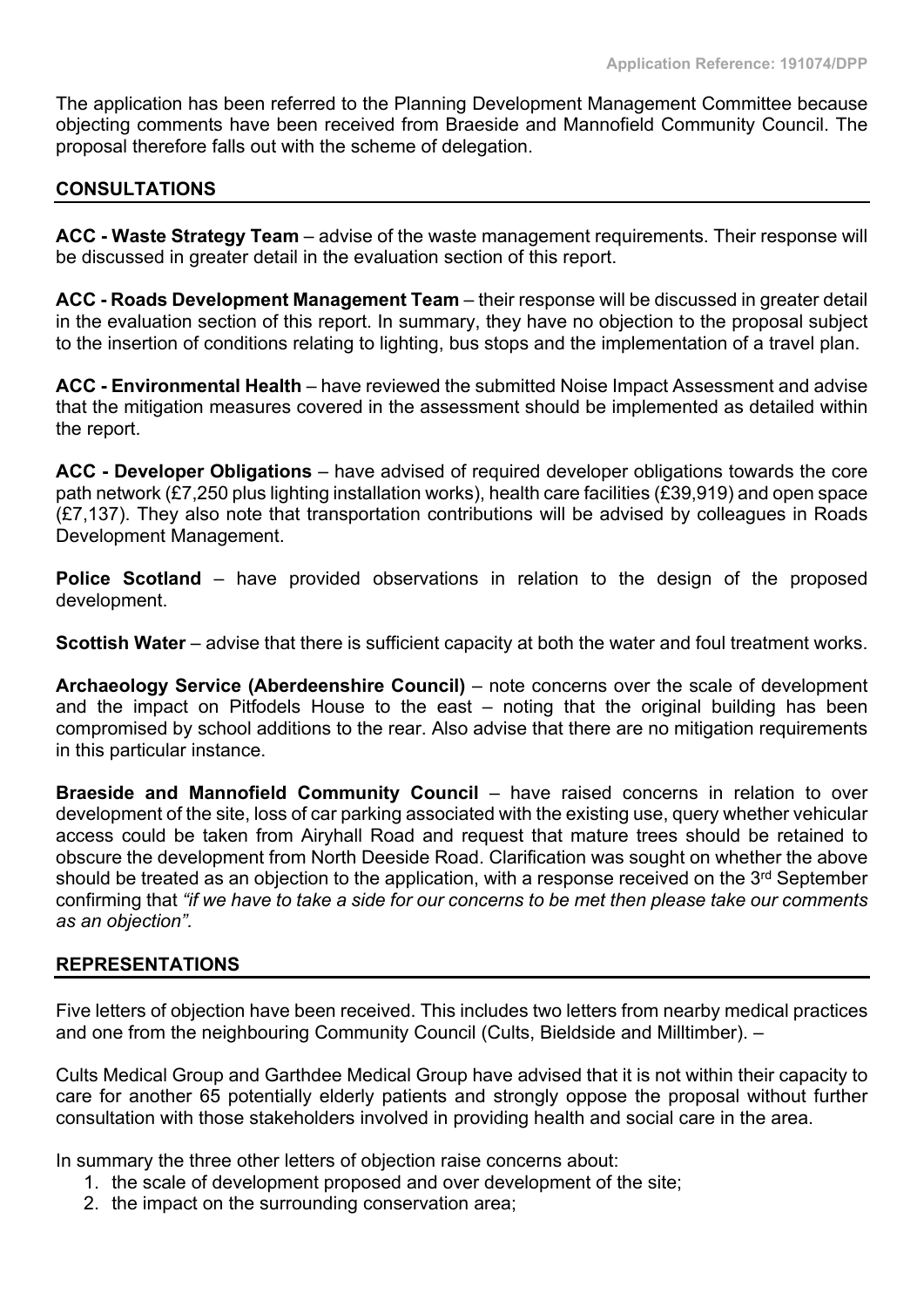The application has been referred to the Planning Development Management Committee because objecting comments have been received from Braeside and Mannofield Community Council. The proposal therefore falls out with the scheme of delegation.

## CONSULTATIONS

**ACC - Waste Strategy Team** – advise of the waste management requirements. Their response will be discussed in greater detail in the evaluation section of this report.

**ACC - Roads Development Management Team** – their response will be discussed in greater detail in the evaluation section of this report. In summary, they have no objection to the proposal subject to the insertion of conditions relating to lighting, bus stops and the implementation of a travel plan.

**ACC - Environmental Health** – have reviewed the submitted Noise Impact Assessment and advise that the mitigation measures covered in the assessment should be implemented as detailed within the report.

**ACC - Developer Obligations** – have advised of required developer obligations towards the core path network (£7,250 plus lighting installation works), health care facilities (£39,919) and open space (£7,137). They also note that transportation contributions will be advised by colleagues in Roads Development Management.

**Police Scotland** – have provided observations in relation to the design of the proposed development.

**Scottish Water** – advise that there is sufficient capacity at both the water and foul treatment works.

**Archaeology Service (Aberdeenshire Council)** – note concerns over the scale of development and the impact on Pitfodels House to the east – noting that the original building has been compromised by school additions to the rear. Also advise that there are no mitigation requirements in this particular instance.

**Braeside and Mannofield Community Council** – have raised concerns in relation to over development of the site, loss of car parking associated with the existing use, query whether vehicular access could be taken from Airyhall Road and request that mature trees should be retained to obscure the development from North Deeside Road. Clarification was sought on whether the above should be treated as an objection to the application, with a response received on the 3rd September confirming that *"if we have to take a side for our concerns to be met then please take our comments as an objection".*

## REPRESENTATIONS

Five letters of objection have been received. This includes two letters from nearby medical practices and one from the neighbouring Community Council (Cults, Bieldside and Milltimber). –

Cults Medical Group and Garthdee Medical Group have advised that it is not within their capacity to care for another 65 potentially elderly patients and strongly oppose the proposal without further consultation with those stakeholders involved in providing health and social care in the area.

In summary the three other letters of objection raise concerns about:

1. the scale of development proposed and over development of the site;
2. the impact on the surrounding conservation area;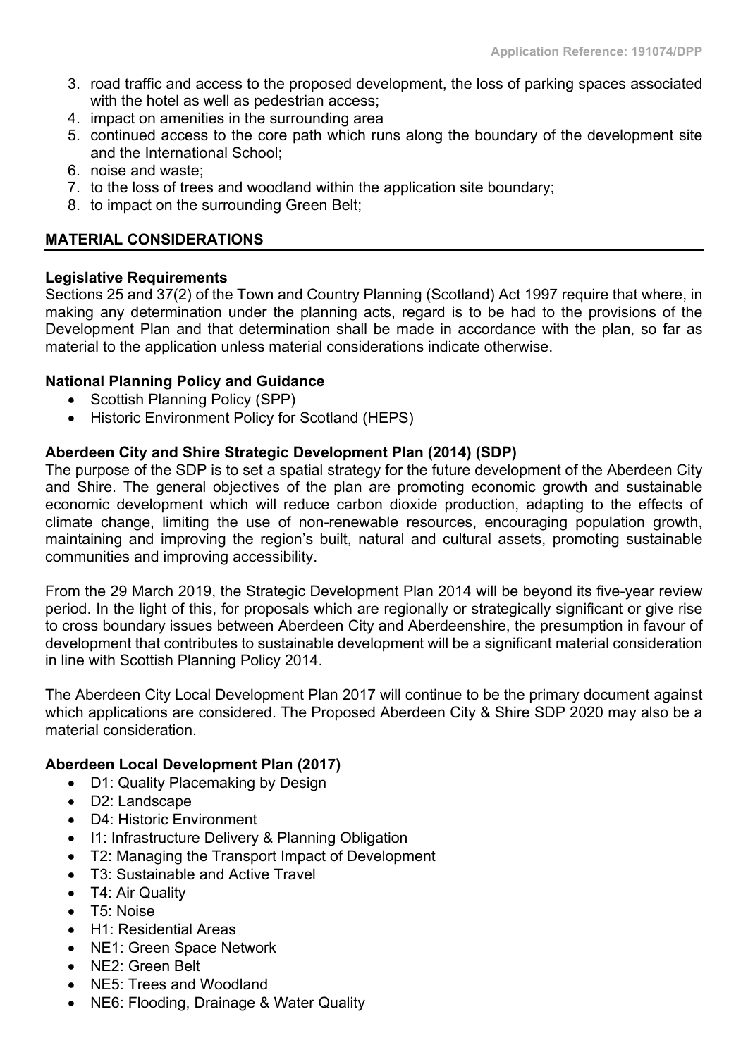3. road traffic and access to the proposed development, the loss of parking spaces associated with the hotel as well as pedestrian access;
4. impact on amenities in the surrounding area
5. continued access to the core path which runs along the boundary of the development site and the International School;
6. noise and waste;
7. to the loss of trees and woodland within the application site boundary;
8. to impact on the surrounding Green Belt;

## MATERIAL CONSIDERATIONS

**Legislative Requirements**
Sections 25 and 37(2) of the Town and Country Planning (Scotland) Act 1997 require that where, in making any determination under the planning acts, regard is to be had to the provisions of the Development Plan and that determination shall be made in accordance with the plan, so far as material to the application unless material considerations indicate otherwise.

**National Planning Policy and Guidance**

- Scottish Planning Policy (SPP)
- Historic Environment Policy for Scotland (HEPS)

**Aberdeen City and Shire Strategic Development Plan (2014) (SDP)**
The purpose of the SDP is to set a spatial strategy for the future development of the Aberdeen City and Shire. The general objectives of the plan are promoting economic growth and sustainable economic development which will reduce carbon dioxide production, adapting to the effects of climate change, limiting the use of non-renewable resources, encouraging population growth, maintaining and improving the region's built, natural and cultural assets, promoting sustainable communities and improving accessibility.

From the 29 March 2019, the Strategic Development Plan 2014 will be beyond its five-year review period. In the light of this, for proposals which are regionally or strategically significant or give rise to cross boundary issues between Aberdeen City and Aberdeenshire, the presumption in favour of development that contributes to sustainable development will be a significant material consideration in line with Scottish Planning Policy 2014.

The Aberdeen City Local Development Plan 2017 will continue to be the primary document against which applications are considered. The Proposed Aberdeen City & Shire SDP 2020 may also be a material consideration.

**Aberdeen Local Development Plan (2017)**

- D1: Quality Placemaking by Design
- D2: Landscape
- D4: Historic Environment
- I1: Infrastructure Delivery & Planning Obligation
- T2: Managing the Transport Impact of Development
- T3: Sustainable and Active Travel
- T4: Air Quality
- T5: Noise
- H1: Residential Areas
- NE1: Green Space Network
- NE2: Green Belt
- NE5: Trees and Woodland
- NE6: Flooding, Drainage & Water Quality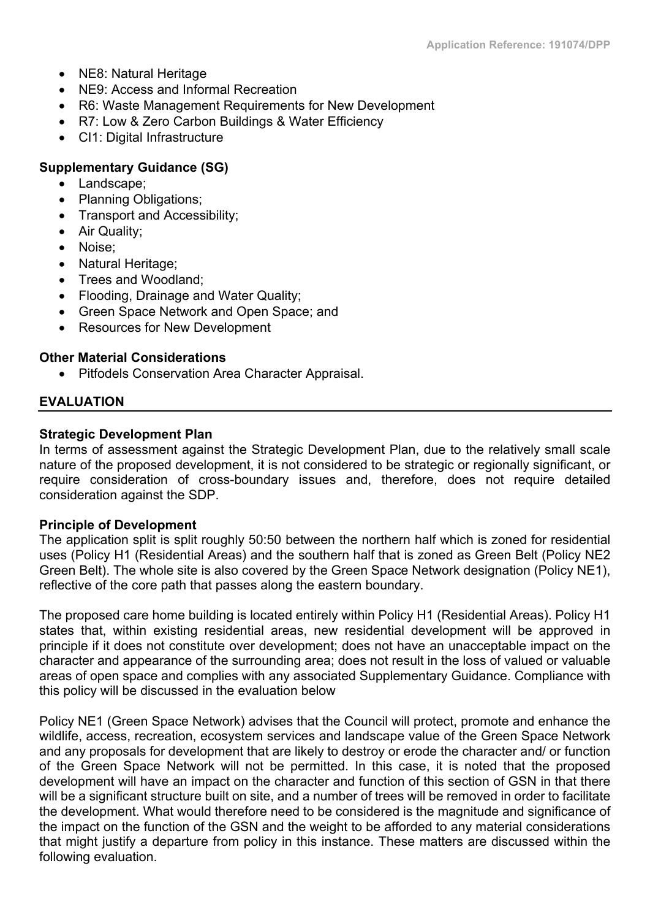- NE8: Natural Heritage
- NE9: Access and Informal Recreation
- R6: Waste Management Requirements for New Development
- R7: Low & Zero Carbon Buildings & Water Efficiency
- CI1: Digital Infrastructure

**Supplementary Guidance (SG)**

- Landscape;
- Planning Obligations;
- Transport and Accessibility;
- Air Quality;
- Noise;
- Natural Heritage;
- Trees and Woodland;
- Flooding, Drainage and Water Quality;
- Green Space Network and Open Space; and
- Resources for New Development

**Other Material Considerations**

- Pitfodels Conservation Area Character Appraisal.

## EVALUATION

**Strategic Development Plan**

In terms of assessment against the Strategic Development Plan, due to the relatively small scale nature of the proposed development, it is not considered to be strategic or regionally significant, or require consideration of cross-boundary issues and, therefore, does not require detailed consideration against the SDP.

**Principle of Development**

The application split is split roughly 50:50 between the northern half which is zoned for residential uses (Policy H1 (Residential Areas) and the southern half that is zoned as Green Belt (Policy NE2 Green Belt). The whole site is also covered by the Green Space Network designation (Policy NE1), reflective of the core path that passes along the eastern boundary.

The proposed care home building is located entirely within Policy H1 (Residential Areas). Policy H1 states that, within existing residential areas, new residential development will be approved in principle if it does not constitute over development; does not have an unacceptable impact on the character and appearance of the surrounding area; does not result in the loss of valued or valuable areas of open space and complies with any associated Supplementary Guidance. Compliance with this policy will be discussed in the evaluation below

Policy NE1 (Green Space Network) advises that the Council will protect, promote and enhance the wildlife, access, recreation, ecosystem services and landscape value of the Green Space Network and any proposals for development that are likely to destroy or erode the character and/ or function of the Green Space Network will not be permitted. In this case, it is noted that the proposed development will have an impact on the character and function of this section of GSN in that there will be a significant structure built on site, and a number of trees will be removed in order to facilitate the development. What would therefore need to be considered is the magnitude and significance of the impact on the function of the GSN and the weight to be afforded to any material considerations that might justify a departure from policy in this instance. These matters are discussed within the following evaluation.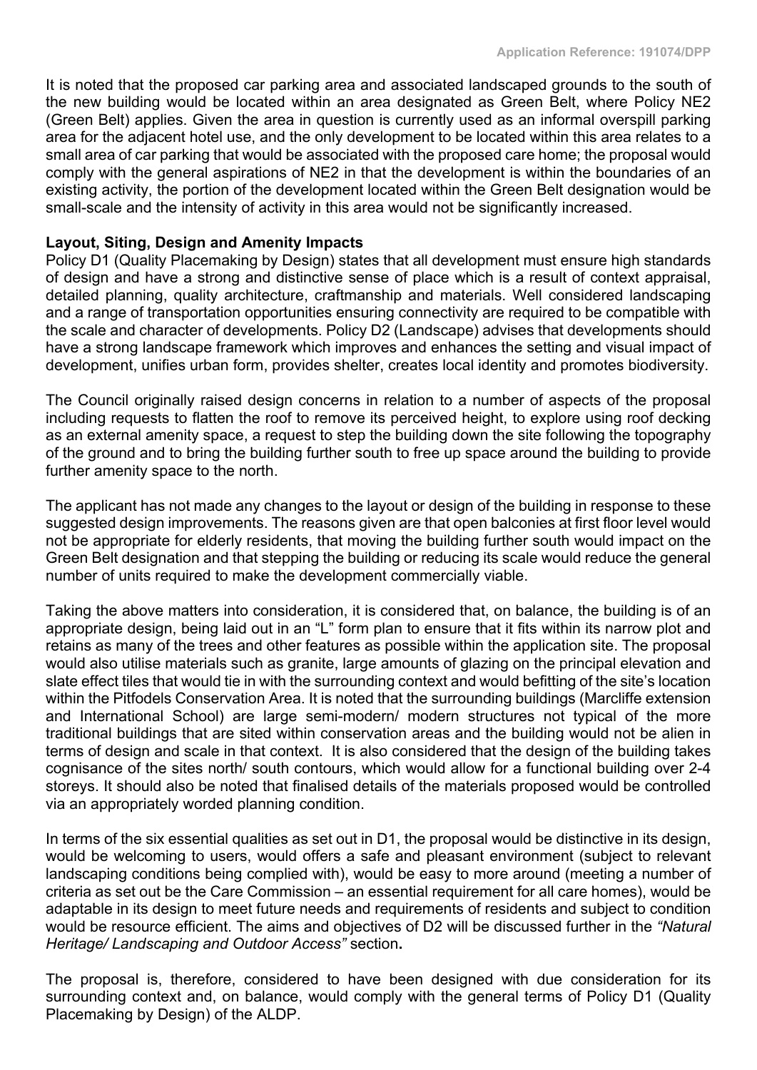It is noted that the proposed car parking area and associated landscaped grounds to the south of the new building would be located within an area designated as Green Belt, where Policy NE2 (Green Belt) applies. Given the area in question is currently used as an informal overspill parking area for the adjacent hotel use, and the only development to be located within this area relates to a small area of car parking that would be associated with the proposed care home; the proposal would comply with the general aspirations of NE2 in that the development is within the boundaries of an existing activity, the portion of the development located within the Green Belt designation would be small-scale and the intensity of activity in this area would not be significantly increased.

**Layout, Siting, Design and Amenity Impacts**

Policy D1 (Quality Placemaking by Design) states that all development must ensure high standards of design and have a strong and distinctive sense of place which is a result of context appraisal, detailed planning, quality architecture, craftmanship and materials. Well considered landscaping and a range of transportation opportunities ensuring connectivity are required to be compatible with the scale and character of developments. Policy D2 (Landscape) advises that developments should have a strong landscape framework which improves and enhances the setting and visual impact of development, unifies urban form, provides shelter, creates local identity and promotes biodiversity.

The Council originally raised design concerns in relation to a number of aspects of the proposal including requests to flatten the roof to remove its perceived height, to explore using roof decking as an external amenity space, a request to step the building down the site following the topography of the ground and to bring the building further south to free up space around the building to provide further amenity space to the north.

The applicant has not made any changes to the layout or design of the building in response to these suggested design improvements. The reasons given are that open balconies at first floor level would not be appropriate for elderly residents, that moving the building further south would impact on the Green Belt designation and that stepping the building or reducing its scale would reduce the general number of units required to make the development commercially viable.

Taking the above matters into consideration, it is considered that, on balance, the building is of an appropriate design, being laid out in an "L" form plan to ensure that it fits within its narrow plot and retains as many of the trees and other features as possible within the application site. The proposal would also utilise materials such as granite, large amounts of glazing on the principal elevation and slate effect tiles that would tie in with the surrounding context and would befitting of the site's location within the Pitfodels Conservation Area. It is noted that the surrounding buildings (Marcliffe extension and International School) are large semi-modern/ modern structures not typical of the more traditional buildings that are sited within conservation areas and the building would not be alien in terms of design and scale in that context. It is also considered that the design of the building takes cognisance of the sites north/ south contours, which would allow for a functional building over 2-4 storeys. It should also be noted that finalised details of the materials proposed would be controlled via an appropriately worded planning condition.

In terms of the six essential qualities as set out in D1, the proposal would be distinctive in its design, would be welcoming to users, would offers a safe and pleasant environment (subject to relevant landscaping conditions being complied with), would be easy to more around (meeting a number of criteria as set out be the Care Commission – an essential requirement for all care homes), would be adaptable in its design to meet future needs and requirements of residents and subject to condition would be resource efficient. The aims and objectives of D2 will be discussed further in the *"Natural Heritage/ Landscaping and Outdoor Access"* section**.**

The proposal is, therefore, considered to have been designed with due consideration for its surrounding context and, on balance, would comply with the general terms of Policy D1 (Quality Placemaking by Design) of the ALDP.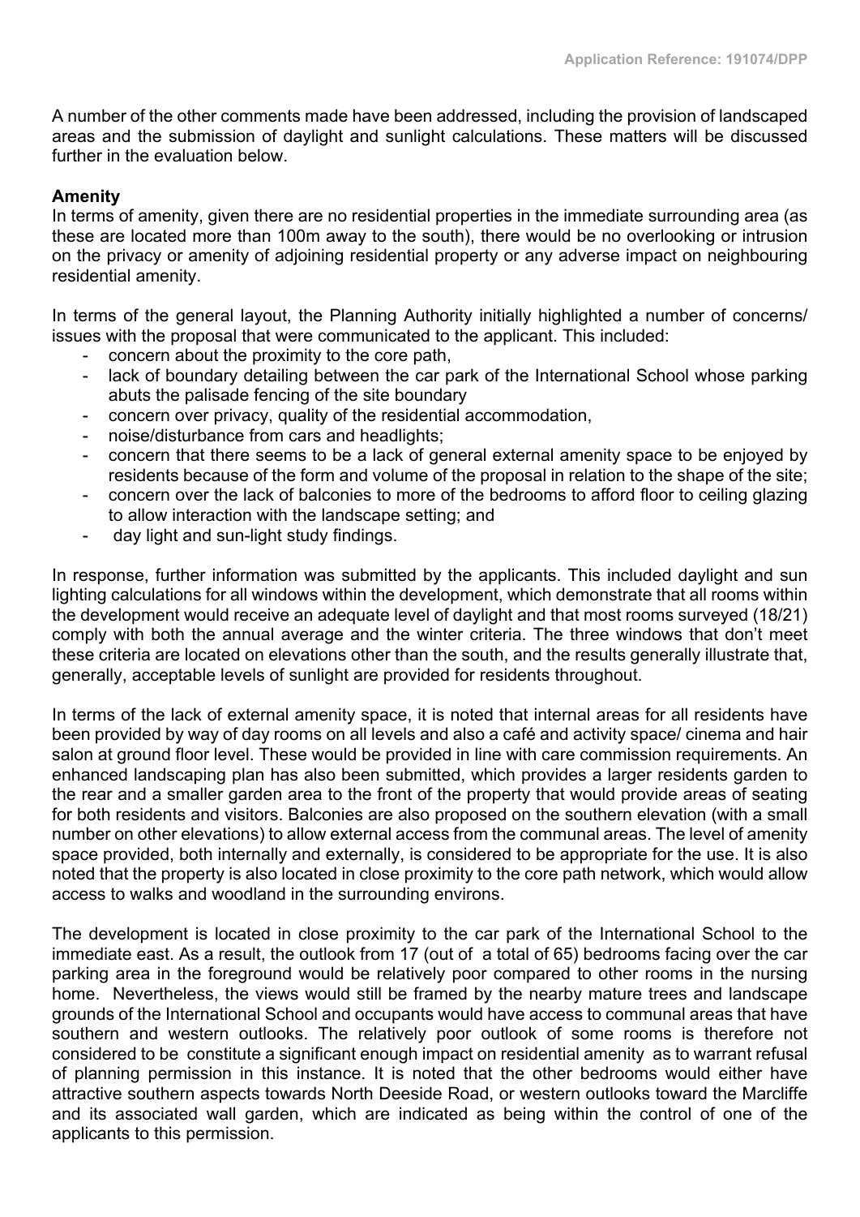A number of the other comments made have been addressed, including the provision of landscaped areas and the submission of daylight and sunlight calculations. These matters will be discussed further in the evaluation below.

**Amenity**

In terms of amenity, given there are no residential properties in the immediate surrounding area (as these are located more than 100m away to the south), there would be no overlooking or intrusion on the privacy or amenity of adjoining residential property or any adverse impact on neighbouring residential amenity.

In terms of the general layout, the Planning Authority initially highlighted a number of concerns/ issues with the proposal that were communicated to the applicant. This included:

- concern about the proximity to the core path,
- lack of boundary detailing between the car park of the International School whose parking abuts the palisade fencing of the site boundary
- concern over privacy, quality of the residential accommodation,
- noise/disturbance from cars and headlights;
- concern that there seems to be a lack of general external amenity space to be enjoyed by residents because of the form and volume of the proposal in relation to the shape of the site;
- concern over the lack of balconies to more of the bedrooms to afford floor to ceiling glazing to allow interaction with the landscape setting; and
- day light and sun-light study findings.

In response, further information was submitted by the applicants. This included daylight and sun lighting calculations for all windows within the development, which demonstrate that all rooms within the development would receive an adequate level of daylight and that most rooms surveyed (18/21) comply with both the annual average and the winter criteria. The three windows that don't meet these criteria are located on elevations other than the south, and the results generally illustrate that, generally, acceptable levels of sunlight are provided for residents throughout.

In terms of the lack of external amenity space, it is noted that internal areas for all residents have been provided by way of day rooms on all levels and also a café and activity space/ cinema and hair salon at ground floor level. These would be provided in line with care commission requirements. An enhanced landscaping plan has also been submitted, which provides a larger residents garden to the rear and a smaller garden area to the front of the property that would provide areas of seating for both residents and visitors. Balconies are also proposed on the southern elevation (with a small number on other elevations) to allow external access from the communal areas. The level of amenity space provided, both internally and externally, is considered to be appropriate for the use. It is also noted that the property is also located in close proximity to the core path network, which would allow access to walks and woodland in the surrounding environs.

The development is located in close proximity to the car park of the International School to the immediate east. As a result, the outlook from 17 (out of a total of 65) bedrooms facing over the car parking area in the foreground would be relatively poor compared to other rooms in the nursing home. Nevertheless, the views would still be framed by the nearby mature trees and landscape grounds of the International School and occupants would have access to communal areas that have southern and western outlooks. The relatively poor outlook of some rooms is therefore not considered to be constitute a significant enough impact on residential amenity as to warrant refusal of planning permission in this instance. It is noted that the other bedrooms would either have attractive southern aspects towards North Deeside Road, or western outlooks toward the Marcliffe and its associated wall garden, which are indicated as being within the control of one of the applicants to this permission.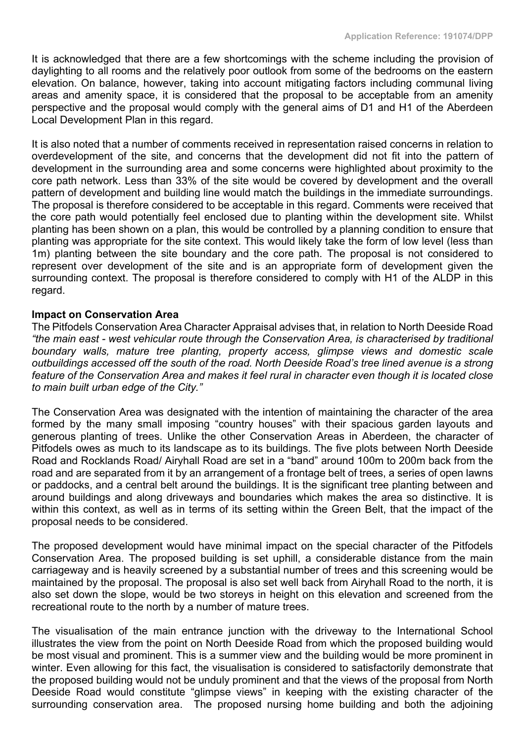It is acknowledged that there are a few shortcomings with the scheme including the provision of daylighting to all rooms and the relatively poor outlook from some of the bedrooms on the eastern elevation. On balance, however, taking into account mitigating factors including communal living areas and amenity space, it is considered that the proposal to be acceptable from an amenity perspective and the proposal would comply with the general aims of D1 and H1 of the Aberdeen Local Development Plan in this regard.

It is also noted that a number of comments received in representation raised concerns in relation to overdevelopment of the site, and concerns that the development did not fit into the pattern of development in the surrounding area and some concerns were highlighted about proximity to the core path network. Less than 33% of the site would be covered by development and the overall pattern of development and building line would match the buildings in the immediate surroundings. The proposal is therefore considered to be acceptable in this regard. Comments were received that the core path would potentially feel enclosed due to planting within the development site. Whilst planting has been shown on a plan, this would be controlled by a planning condition to ensure that planting was appropriate for the site context. This would likely take the form of low level (less than 1m) planting between the site boundary and the core path. The proposal is not considered to represent over development of the site and is an appropriate form of development given the surrounding context. The proposal is therefore considered to comply with H1 of the ALDP in this regard.

**Impact on Conservation Area**

The Pitfodels Conservation Area Character Appraisal advises that, in relation to North Deeside Road *"the main east - west vehicular route through the Conservation Area, is characterised by traditional boundary walls, mature tree planting, property access, glimpse views and domestic scale outbuildings accessed off the south of the road. North Deeside Road's tree lined avenue is a strong feature of the Conservation Area and makes it feel rural in character even though it is located close to main built urban edge of the City."*

The Conservation Area was designated with the intention of maintaining the character of the area formed by the many small imposing "country houses" with their spacious garden layouts and generous planting of trees. Unlike the other Conservation Areas in Aberdeen, the character of Pitfodels owes as much to its landscape as to its buildings. The five plots between North Deeside Road and Rocklands Road/ Airyhall Road are set in a "band" around 100m to 200m back from the road and are separated from it by an arrangement of a frontage belt of trees, a series of open lawns or paddocks, and a central belt around the buildings. It is the significant tree planting between and around buildings and along driveways and boundaries which makes the area so distinctive. It is within this context, as well as in terms of its setting within the Green Belt, that the impact of the proposal needs to be considered.

The proposed development would have minimal impact on the special character of the Pitfodels Conservation Area. The proposed building is set uphill, a considerable distance from the main carriageway and is heavily screened by a substantial number of trees and this screening would be maintained by the proposal. The proposal is also set well back from Airyhall Road to the north, it is also set down the slope, would be two storeys in height on this elevation and screened from the recreational route to the north by a number of mature trees.

The visualisation of the main entrance junction with the driveway to the International School illustrates the view from the point on North Deeside Road from which the proposed building would be most visual and prominent. This is a summer view and the building would be more prominent in winter. Even allowing for this fact, the visualisation is considered to satisfactorily demonstrate that the proposed building would not be unduly prominent and that the views of the proposal from North Deeside Road would constitute "glimpse views" in keeping with the existing character of the surrounding conservation area. The proposed nursing home building and both the adjoining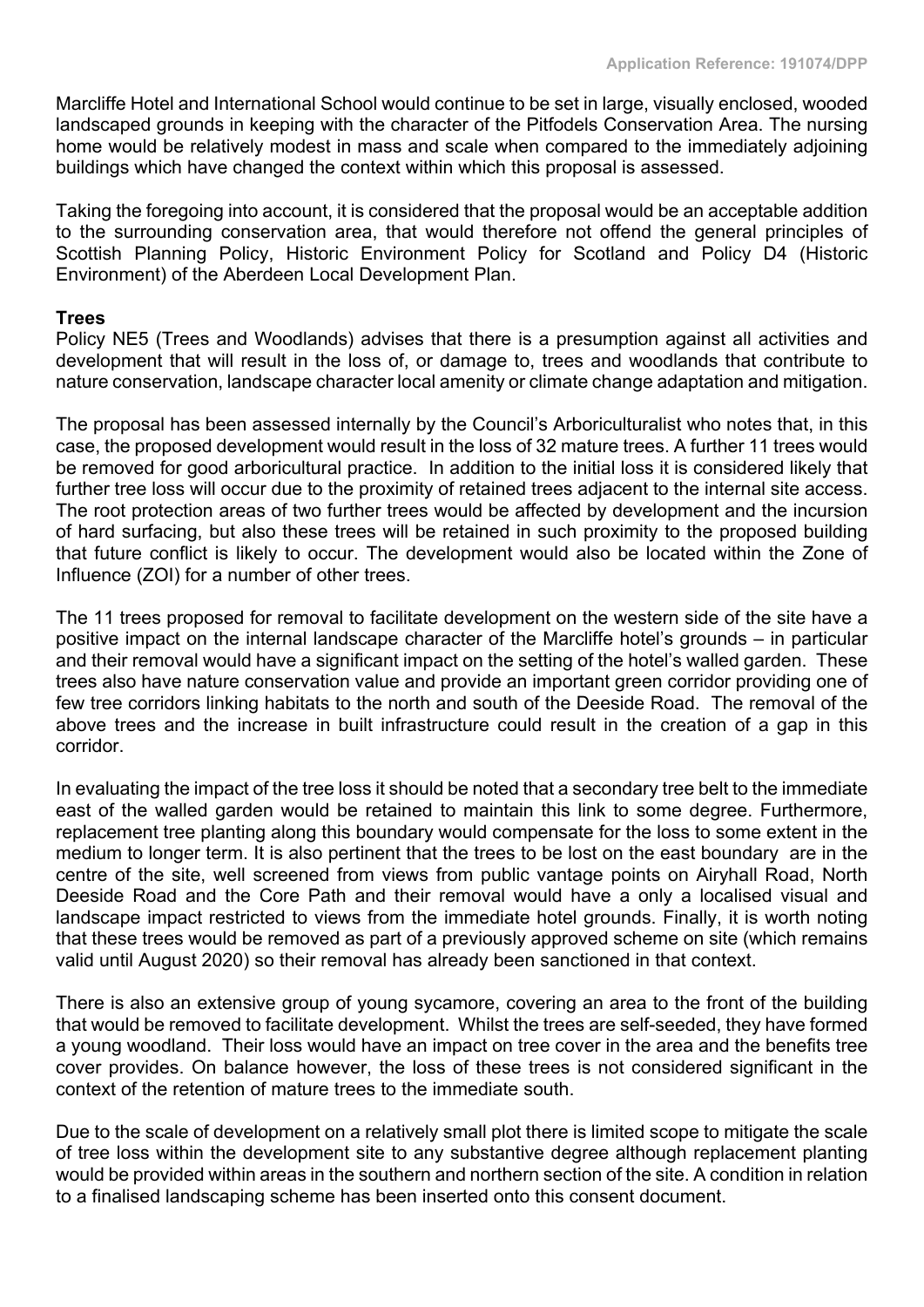Marcliffe Hotel and International School would continue to be set in large, visually enclosed, wooded landscaped grounds in keeping with the character of the Pitfodels Conservation Area. The nursing home would be relatively modest in mass and scale when compared to the immediately adjoining buildings which have changed the context within which this proposal is assessed.

Taking the foregoing into account, it is considered that the proposal would be an acceptable addition to the surrounding conservation area, that would therefore not offend the general principles of Scottish Planning Policy, Historic Environment Policy for Scotland and Policy D4 (Historic Environment) of the Aberdeen Local Development Plan.

**Trees**

Policy NE5 (Trees and Woodlands) advises that there is a presumption against all activities and development that will result in the loss of, or damage to, trees and woodlands that contribute to nature conservation, landscape character local amenity or climate change adaptation and mitigation.

The proposal has been assessed internally by the Council's Arboriculturalist who notes that, in this case, the proposed development would result in the loss of 32 mature trees. A further 11 trees would be removed for good arboricultural practice. In addition to the initial loss it is considered likely that further tree loss will occur due to the proximity of retained trees adjacent to the internal site access. The root protection areas of two further trees would be affected by development and the incursion of hard surfacing, but also these trees will be retained in such proximity to the proposed building that future conflict is likely to occur. The development would also be located within the Zone of Influence (ZOI) for a number of other trees.

The 11 trees proposed for removal to facilitate development on the western side of the site have a positive impact on the internal landscape character of the Marcliffe hotel's grounds – in particular and their removal would have a significant impact on the setting of the hotel's walled garden. These trees also have nature conservation value and provide an important green corridor providing one of few tree corridors linking habitats to the north and south of the Deeside Road. The removal of the above trees and the increase in built infrastructure could result in the creation of a gap in this corridor.

In evaluating the impact of the tree loss it should be noted that a secondary tree belt to the immediate east of the walled garden would be retained to maintain this link to some degree. Furthermore, replacement tree planting along this boundary would compensate for the loss to some extent in the medium to longer term. It is also pertinent that the trees to be lost on the east boundary are in the centre of the site, well screened from views from public vantage points on Airyhall Road, North Deeside Road and the Core Path and their removal would have a only a localised visual and landscape impact restricted to views from the immediate hotel grounds. Finally, it is worth noting that these trees would be removed as part of a previously approved scheme on site (which remains valid until August 2020) so their removal has already been sanctioned in that context.

There is also an extensive group of young sycamore, covering an area to the front of the building that would be removed to facilitate development. Whilst the trees are self-seeded, they have formed a young woodland. Their loss would have an impact on tree cover in the area and the benefits tree cover provides. On balance however, the loss of these trees is not considered significant in the context of the retention of mature trees to the immediate south.

Due to the scale of development on a relatively small plot there is limited scope to mitigate the scale of tree loss within the development site to any substantive degree although replacement planting would be provided within areas in the southern and northern section of the site. A condition in relation to a finalised landscaping scheme has been inserted onto this consent document.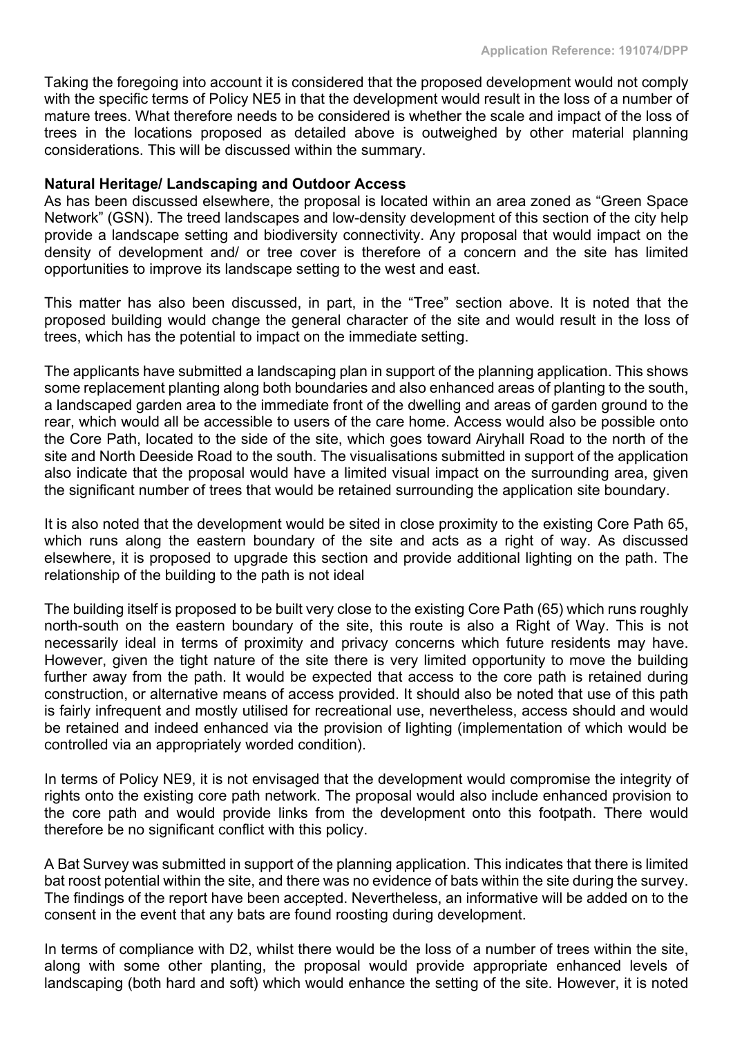Taking the foregoing into account it is considered that the proposed development would not comply with the specific terms of Policy NE5 in that the development would result in the loss of a number of mature trees. What therefore needs to be considered is whether the scale and impact of the loss of trees in the locations proposed as detailed above is outweighed by other material planning considerations. This will be discussed within the summary.

**Natural Heritage/ Landscaping and Outdoor Access**

As has been discussed elsewhere, the proposal is located within an area zoned as "Green Space Network" (GSN). The treed landscapes and low-density development of this section of the city help provide a landscape setting and biodiversity connectivity. Any proposal that would impact on the density of development and/ or tree cover is therefore of a concern and the site has limited opportunities to improve its landscape setting to the west and east.

This matter has also been discussed, in part, in the "Tree" section above. It is noted that the proposed building would change the general character of the site and would result in the loss of trees, which has the potential to impact on the immediate setting.

The applicants have submitted a landscaping plan in support of the planning application. This shows some replacement planting along both boundaries and also enhanced areas of planting to the south, a landscaped garden area to the immediate front of the dwelling and areas of garden ground to the rear, which would all be accessible to users of the care home. Access would also be possible onto the Core Path, located to the side of the site, which goes toward Airyhall Road to the north of the site and North Deeside Road to the south. The visualisations submitted in support of the application also indicate that the proposal would have a limited visual impact on the surrounding area, given the significant number of trees that would be retained surrounding the application site boundary.

It is also noted that the development would be sited in close proximity to the existing Core Path 65, which runs along the eastern boundary of the site and acts as a right of way. As discussed elsewhere, it is proposed to upgrade this section and provide additional lighting on the path. The relationship of the building to the path is not ideal

The building itself is proposed to be built very close to the existing Core Path (65) which runs roughly north-south on the eastern boundary of the site, this route is also a Right of Way. This is not necessarily ideal in terms of proximity and privacy concerns which future residents may have. However, given the tight nature of the site there is very limited opportunity to move the building further away from the path. It would be expected that access to the core path is retained during construction, or alternative means of access provided. It should also be noted that use of this path is fairly infrequent and mostly utilised for recreational use, nevertheless, access should and would be retained and indeed enhanced via the provision of lighting (implementation of which would be controlled via an appropriately worded condition).

In terms of Policy NE9, it is not envisaged that the development would compromise the integrity of rights onto the existing core path network. The proposal would also include enhanced provision to the core path and would provide links from the development onto this footpath. There would therefore be no significant conflict with this policy.

A Bat Survey was submitted in support of the planning application. This indicates that there is limited bat roost potential within the site, and there was no evidence of bats within the site during the survey. The findings of the report have been accepted. Nevertheless, an informative will be added on to the consent in the event that any bats are found roosting during development.

In terms of compliance with D2, whilst there would be the loss of a number of trees within the site, along with some other planting, the proposal would provide appropriate enhanced levels of landscaping (both hard and soft) which would enhance the setting of the site. However, it is noted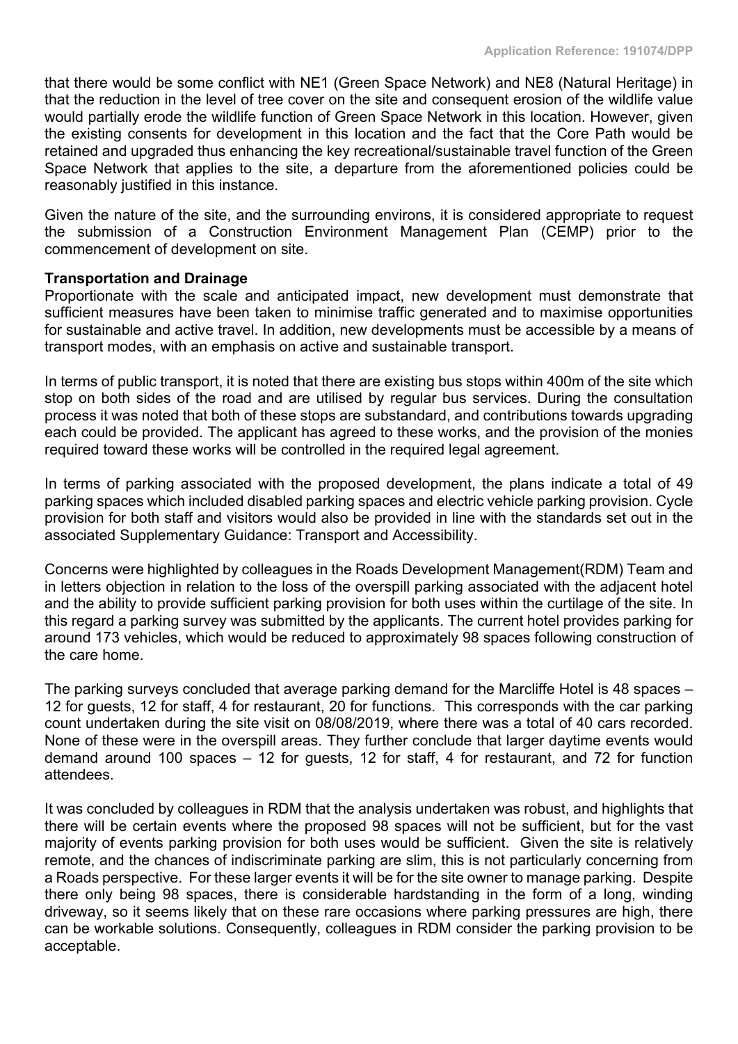that there would be some conflict with NE1 (Green Space Network) and NE8 (Natural Heritage) in that the reduction in the level of tree cover on the site and consequent erosion of the wildlife value would partially erode the wildlife function of Green Space Network in this location. However, given the existing consents for development in this location and the fact that the Core Path would be retained and upgraded thus enhancing the key recreational/sustainable travel function of the Green Space Network that applies to the site, a departure from the aforementioned policies could be reasonably justified in this instance.

Given the nature of the site, and the surrounding environs, it is considered appropriate to request the submission of a Construction Environment Management Plan (CEMP) prior to the commencement of development on site.

**Transportation and Drainage**

Proportionate with the scale and anticipated impact, new development must demonstrate that sufficient measures have been taken to minimise traffic generated and to maximise opportunities for sustainable and active travel. In addition, new developments must be accessible by a means of transport modes, with an emphasis on active and sustainable transport.

In terms of public transport, it is noted that there are existing bus stops within 400m of the site which stop on both sides of the road and are utilised by regular bus services. During the consultation process it was noted that both of these stops are substandard, and contributions towards upgrading each could be provided. The applicant has agreed to these works, and the provision of the monies required toward these works will be controlled in the required legal agreement.

In terms of parking associated with the proposed development, the plans indicate a total of 49 parking spaces which included disabled parking spaces and electric vehicle parking provision. Cycle provision for both staff and visitors would also be provided in line with the standards set out in the associated Supplementary Guidance: Transport and Accessibility.

Concerns were highlighted by colleagues in the Roads Development Management(RDM) Team and in letters objection in relation to the loss of the overspill parking associated with the adjacent hotel and the ability to provide sufficient parking provision for both uses within the curtilage of the site. In this regard a parking survey was submitted by the applicants. The current hotel provides parking for around 173 vehicles, which would be reduced to approximately 98 spaces following construction of the care home.

The parking surveys concluded that average parking demand for the Marcliffe Hotel is 48 spaces – 12 for guests, 12 for staff, 4 for restaurant, 20 for functions. This corresponds with the car parking count undertaken during the site visit on 08/08/2019, where there was a total of 40 cars recorded. None of these were in the overspill areas. They further conclude that larger daytime events would demand around 100 spaces – 12 for guests, 12 for staff, 4 for restaurant, and 72 for function attendees.

It was concluded by colleagues in RDM that the analysis undertaken was robust, and highlights that there will be certain events where the proposed 98 spaces will not be sufficient, but for the vast majority of events parking provision for both uses would be sufficient. Given the site is relatively remote, and the chances of indiscriminate parking are slim, this is not particularly concerning from a Roads perspective. For these larger events it will be for the site owner to manage parking. Despite there only being 98 spaces, there is considerable hardstanding in the form of a long, winding driveway, so it seems likely that on these rare occasions where parking pressures are high, there can be workable solutions. Consequently, colleagues in RDM consider the parking provision to be acceptable.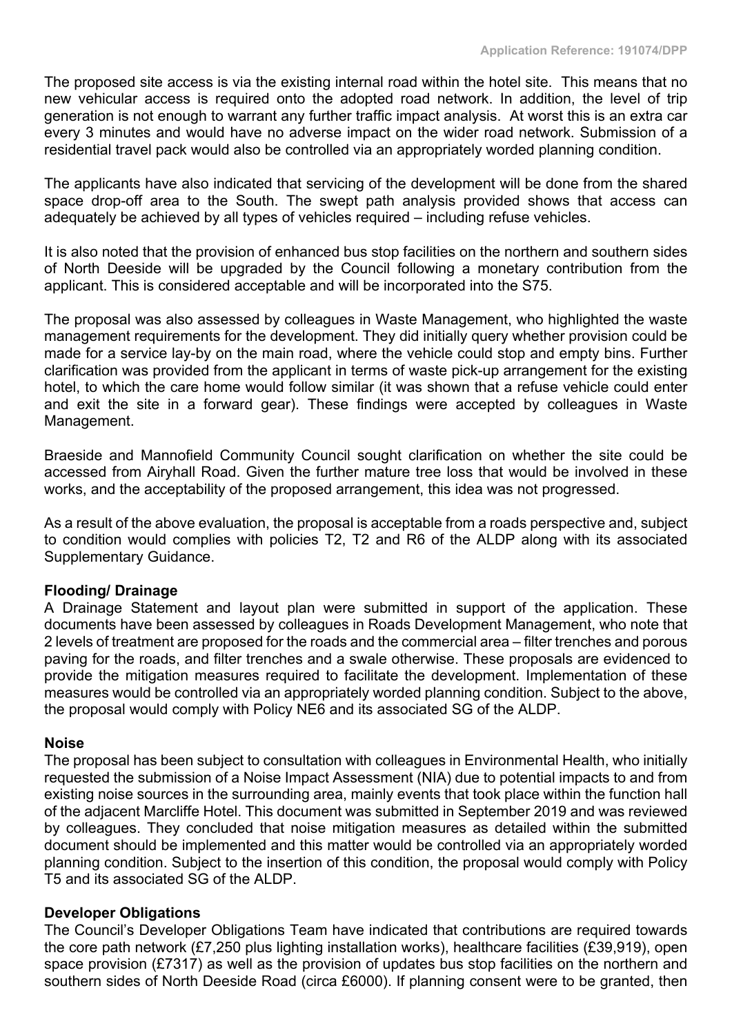The proposed site access is via the existing internal road within the hotel site. This means that no new vehicular access is required onto the adopted road network. In addition, the level of trip generation is not enough to warrant any further traffic impact analysis. At worst this is an extra car every 3 minutes and would have no adverse impact on the wider road network. Submission of a residential travel pack would also be controlled via an appropriately worded planning condition.

The applicants have also indicated that servicing of the development will be done from the shared space drop-off area to the South. The swept path analysis provided shows that access can adequately be achieved by all types of vehicles required – including refuse vehicles.

It is also noted that the provision of enhanced bus stop facilities on the northern and southern sides of North Deeside will be upgraded by the Council following a monetary contribution from the applicant. This is considered acceptable and will be incorporated into the S75.

The proposal was also assessed by colleagues in Waste Management, who highlighted the waste management requirements for the development. They did initially query whether provision could be made for a service lay-by on the main road, where the vehicle could stop and empty bins. Further clarification was provided from the applicant in terms of waste pick-up arrangement for the existing hotel, to which the care home would follow similar (it was shown that a refuse vehicle could enter and exit the site in a forward gear). These findings were accepted by colleagues in Waste Management.

Braeside and Mannofield Community Council sought clarification on whether the site could be accessed from Airyhall Road. Given the further mature tree loss that would be involved in these works, and the acceptability of the proposed arrangement, this idea was not progressed.

As a result of the above evaluation, the proposal is acceptable from a roads perspective and, subject to condition would complies with policies T2, T2 and R6 of the ALDP along with its associated Supplementary Guidance.

**Flooding/ Drainage**

A Drainage Statement and layout plan were submitted in support of the application. These documents have been assessed by colleagues in Roads Development Management, who note that 2 levels of treatment are proposed for the roads and the commercial area – filter trenches and porous paving for the roads, and filter trenches and a swale otherwise. These proposals are evidenced to provide the mitigation measures required to facilitate the development. Implementation of these measures would be controlled via an appropriately worded planning condition. Subject to the above, the proposal would comply with Policy NE6 and its associated SG of the ALDP.

**Noise**

The proposal has been subject to consultation with colleagues in Environmental Health, who initially requested the submission of a Noise Impact Assessment (NIA) due to potential impacts to and from existing noise sources in the surrounding area, mainly events that took place within the function hall of the adjacent Marcliffe Hotel. This document was submitted in September 2019 and was reviewed by colleagues. They concluded that noise mitigation measures as detailed within the submitted document should be implemented and this matter would be controlled via an appropriately worded planning condition. Subject to the insertion of this condition, the proposal would comply with Policy T5 and its associated SG of the ALDP.

**Developer Obligations**

The Council's Developer Obligations Team have indicated that contributions are required towards the core path network (£7,250 plus lighting installation works), healthcare facilities (£39,919), open space provision (£7317) as well as the provision of updates bus stop facilities on the northern and southern sides of North Deeside Road (circa £6000). If planning consent were to be granted, then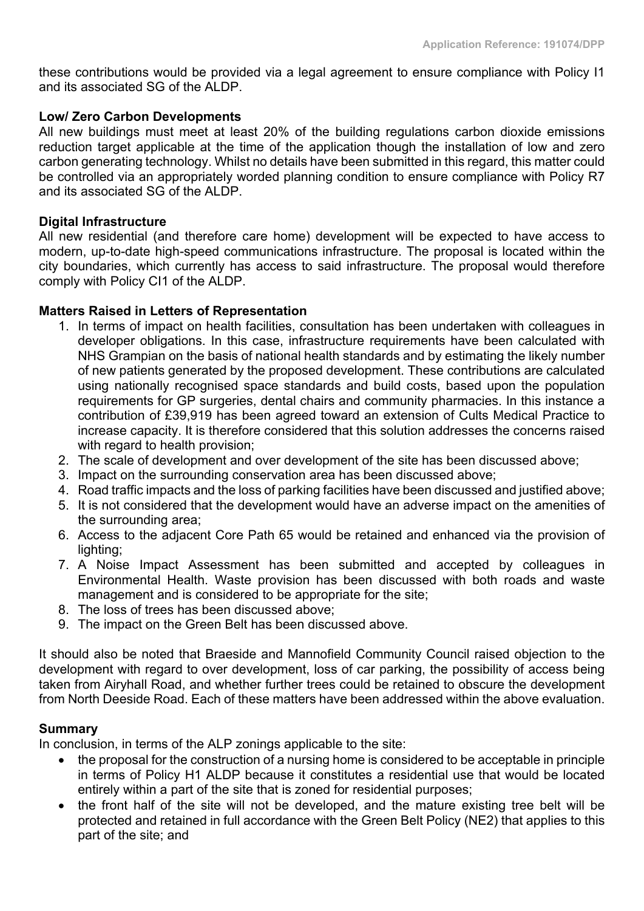these contributions would be provided via a legal agreement to ensure compliance with Policy I1 and its associated SG of the ALDP.

**Low/ Zero Carbon Developments**
All new buildings must meet at least 20% of the building regulations carbon dioxide emissions reduction target applicable at the time of the application though the installation of low and zero carbon generating technology. Whilst no details have been submitted in this regard, this matter could be controlled via an appropriately worded planning condition to ensure compliance with Policy R7 and its associated SG of the ALDP.

**Digital Infrastructure**
All new residential (and therefore care home) development will be expected to have access to modern, up-to-date high-speed communications infrastructure. The proposal is located within the city boundaries, which currently has access to said infrastructure. The proposal would therefore comply with Policy CI1 of the ALDP.

**Matters Raised in Letters of Representation**

1. In terms of impact on health facilities, consultation has been undertaken with colleagues in developer obligations. In this case, infrastructure requirements have been calculated with NHS Grampian on the basis of national health standards and by estimating the likely number of new patients generated by the proposed development. These contributions are calculated using nationally recognised space standards and build costs, based upon the population requirements for GP surgeries, dental chairs and community pharmacies. In this instance a contribution of £39,919 has been agreed toward an extension of Cults Medical Practice to increase capacity. It is therefore considered that this solution addresses the concerns raised with regard to health provision;
2. The scale of development and over development of the site has been discussed above;
3. Impact on the surrounding conservation area has been discussed above;
4. Road traffic impacts and the loss of parking facilities have been discussed and justified above;
5. It is not considered that the development would have an adverse impact on the amenities of the surrounding area;
6. Access to the adjacent Core Path 65 would be retained and enhanced via the provision of lighting;
7. A Noise Impact Assessment has been submitted and accepted by colleagues in Environmental Health. Waste provision has been discussed with both roads and waste management and is considered to be appropriate for the site;
8. The loss of trees has been discussed above;
9. The impact on the Green Belt has been discussed above.

It should also be noted that Braeside and Mannofield Community Council raised objection to the development with regard to over development, loss of car parking, the possibility of access being taken from Airyhall Road, and whether further trees could be retained to obscure the development from North Deeside Road. Each of these matters have been addressed within the above evaluation.

**Summary**
In conclusion, in terms of the ALP zonings applicable to the site:

- the proposal for the construction of a nursing home is considered to be acceptable in principle in terms of Policy H1 ALDP because it constitutes a residential use that would be located entirely within a part of the site that is zoned for residential purposes;
- the front half of the site will not be developed, and the mature existing tree belt will be protected and retained in full accordance with the Green Belt Policy (NE2) that applies to this part of the site; and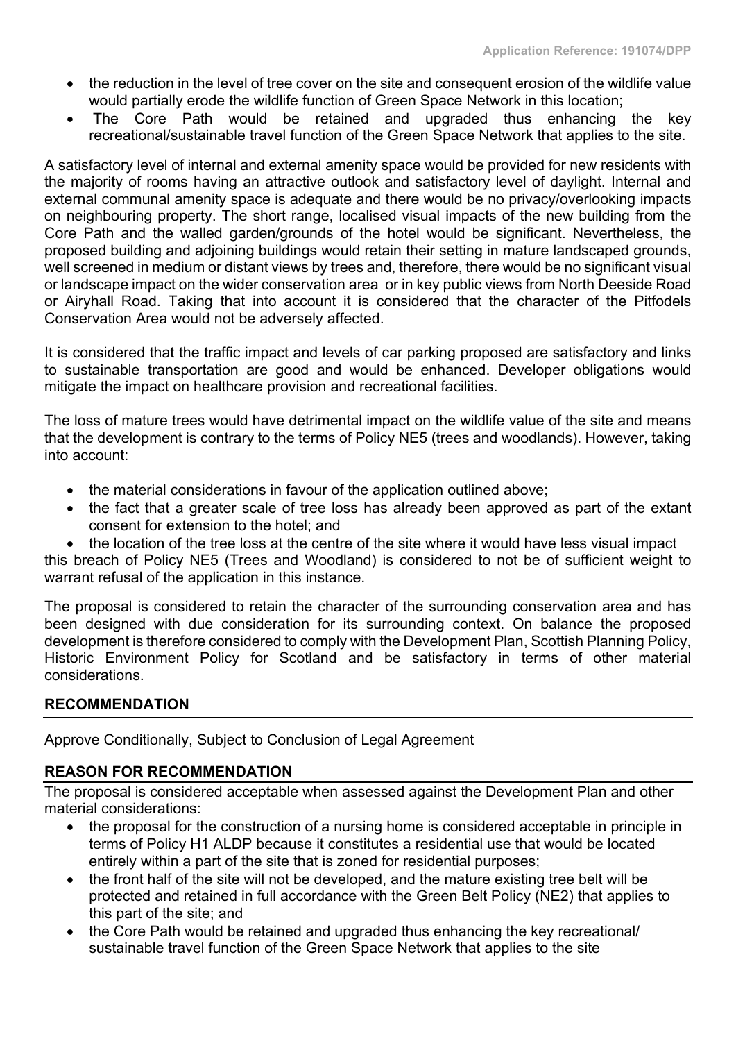- the reduction in the level of tree cover on the site and consequent erosion of the wildlife value would partially erode the wildlife function of Green Space Network in this location;
- The Core Path would be retained and upgraded thus enhancing the key recreational/sustainable travel function of the Green Space Network that applies to the site.

A satisfactory level of internal and external amenity space would be provided for new residents with the majority of rooms having an attractive outlook and satisfactory level of daylight. Internal and external communal amenity space is adequate and there would be no privacy/overlooking impacts on neighbouring property. The short range, localised visual impacts of the new building from the Core Path and the walled garden/grounds of the hotel would be significant. Nevertheless, the proposed building and adjoining buildings would retain their setting in mature landscaped grounds, well screened in medium or distant views by trees and, therefore, there would be no significant visual or landscape impact on the wider conservation area or in key public views from North Deeside Road or Airyhall Road. Taking that into account it is considered that the character of the Pitfodels Conservation Area would not be adversely affected.

It is considered that the traffic impact and levels of car parking proposed are satisfactory and links to sustainable transportation are good and would be enhanced. Developer obligations would mitigate the impact on healthcare provision and recreational facilities.

The loss of mature trees would have detrimental impact on the wildlife value of the site and means that the development is contrary to the terms of Policy NE5 (trees and woodlands). However, taking into account:

- the material considerations in favour of the application outlined above;
- the fact that a greater scale of tree loss has already been approved as part of the extant consent for extension to the hotel; and
- the location of the tree loss at the centre of the site where it would have less visual impact

this breach of Policy NE5 (Trees and Woodland) is considered to not be of sufficient weight to warrant refusal of the application in this instance.

The proposal is considered to retain the character of the surrounding conservation area and has been designed with due consideration for its surrounding context. On balance the proposed development is therefore considered to comply with the Development Plan, Scottish Planning Policy, Historic Environment Policy for Scotland and be satisfactory in terms of other material considerations.

## RECOMMENDATION

Approve Conditionally, Subject to Conclusion of Legal Agreement

## REASON FOR RECOMMENDATION

The proposal is considered acceptable when assessed against the Development Plan and other material considerations:

- the proposal for the construction of a nursing home is considered acceptable in principle in terms of Policy H1 ALDP because it constitutes a residential use that would be located entirely within a part of the site that is zoned for residential purposes;
- the front half of the site will not be developed, and the mature existing tree belt will be protected and retained in full accordance with the Green Belt Policy (NE2) that applies to this part of the site; and
- the Core Path would be retained and upgraded thus enhancing the key recreational/ sustainable travel function of the Green Space Network that applies to the site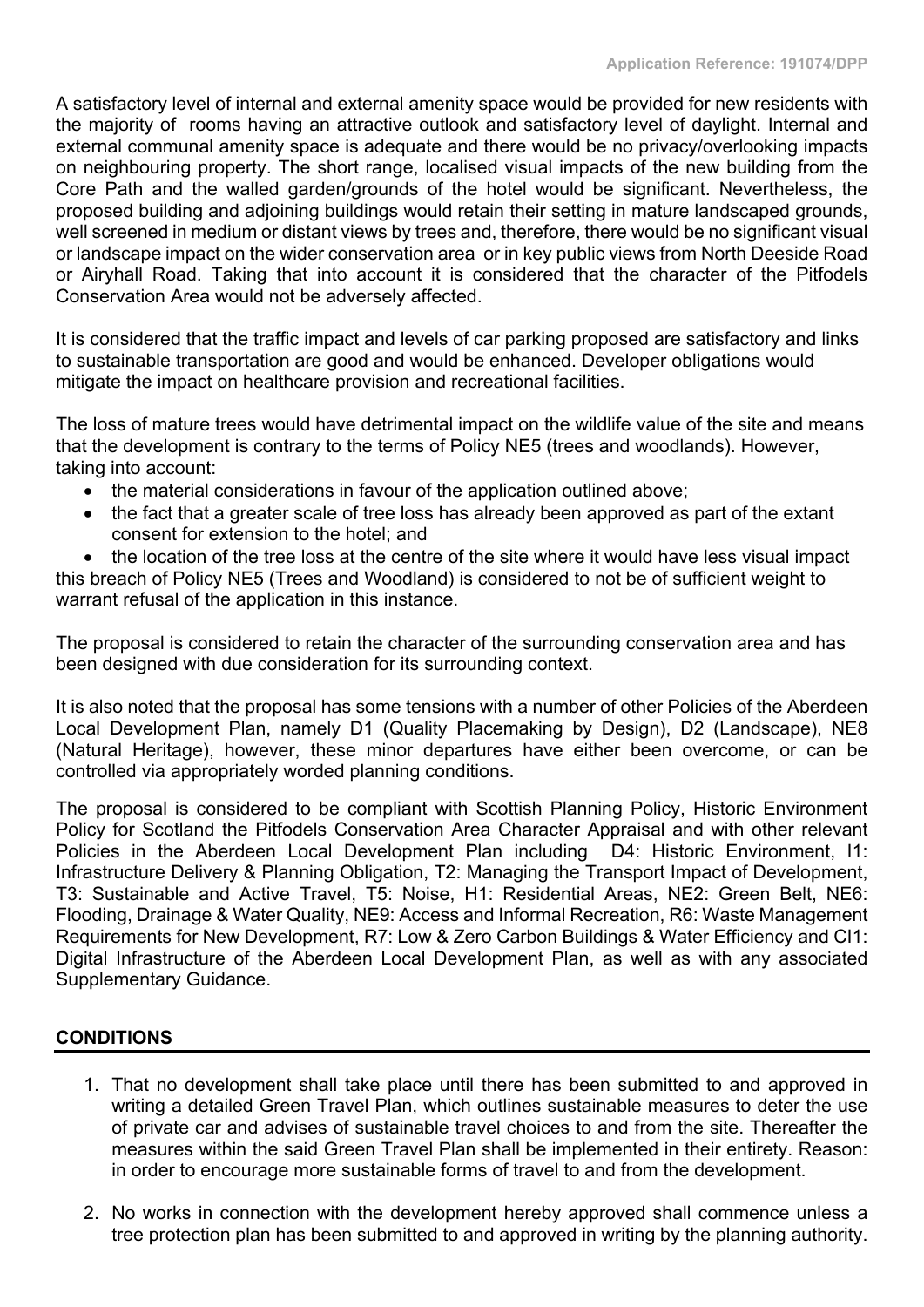A satisfactory level of internal and external amenity space would be provided for new residents with the majority of rooms having an attractive outlook and satisfactory level of daylight. Internal and external communal amenity space is adequate and there would be no privacy/overlooking impacts on neighbouring property. The short range, localised visual impacts of the new building from the Core Path and the walled garden/grounds of the hotel would be significant. Nevertheless, the proposed building and adjoining buildings would retain their setting in mature landscaped grounds, well screened in medium or distant views by trees and, therefore, there would be no significant visual or landscape impact on the wider conservation area or in key public views from North Deeside Road or Airyhall Road. Taking that into account it is considered that the character of the Pitfodels Conservation Area would not be adversely affected.

It is considered that the traffic impact and levels of car parking proposed are satisfactory and links to sustainable transportation are good and would be enhanced. Developer obligations would mitigate the impact on healthcare provision and recreational facilities.

The loss of mature trees would have detrimental impact on the wildlife value of the site and means that the development is contrary to the terms of Policy NE5 (trees and woodlands). However, taking into account:

- the material considerations in favour of the application outlined above;
- the fact that a greater scale of tree loss has already been approved as part of the extant consent for extension to the hotel; and
- the location of the tree loss at the centre of the site where it would have less visual impact

this breach of Policy NE5 (Trees and Woodland) is considered to not be of sufficient weight to warrant refusal of the application in this instance.

The proposal is considered to retain the character of the surrounding conservation area and has been designed with due consideration for its surrounding context.

It is also noted that the proposal has some tensions with a number of other Policies of the Aberdeen Local Development Plan, namely D1 (Quality Placemaking by Design), D2 (Landscape), NE8 (Natural Heritage), however, these minor departures have either been overcome, or can be controlled via appropriately worded planning conditions.

The proposal is considered to be compliant with Scottish Planning Policy, Historic Environment Policy for Scotland the Pitfodels Conservation Area Character Appraisal and with other relevant Policies in the Aberdeen Local Development Plan including D4: Historic Environment, I1: Infrastructure Delivery & Planning Obligation, T2: Managing the Transport Impact of Development, T3: Sustainable and Active Travel, T5: Noise, H1: Residential Areas, NE2: Green Belt, NE6: Flooding, Drainage & Water Quality, NE9: Access and Informal Recreation, R6: Waste Management Requirements for New Development, R7: Low & Zero Carbon Buildings & Water Efficiency and CI1: Digital Infrastructure of the Aberdeen Local Development Plan, as well as with any associated Supplementary Guidance.

## CONDITIONS

1. That no development shall take place until there has been submitted to and approved in writing a detailed Green Travel Plan, which outlines sustainable measures to deter the use of private car and advises of sustainable travel choices to and from the site. Thereafter the measures within the said Green Travel Plan shall be implemented in their entirety. Reason: in order to encourage more sustainable forms of travel to and from the development.

2. No works in connection with the development hereby approved shall commence unless a tree protection plan has been submitted to and approved in writing by the planning authority.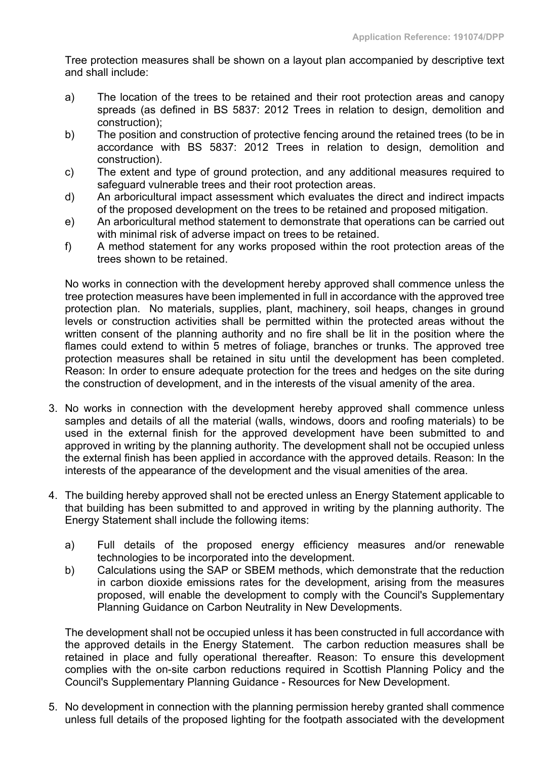Tree protection measures shall be shown on a layout plan accompanied by descriptive text and shall include:

a) The location of the trees to be retained and their root protection areas and canopy spreads (as defined in BS 5837: 2012 Trees in relation to design, demolition and construction);
b) The position and construction of protective fencing around the retained trees (to be in accordance with BS 5837: 2012 Trees in relation to design, demolition and construction).
c) The extent and type of ground protection, and any additional measures required to safeguard vulnerable trees and their root protection areas.
d) An arboricultural impact assessment which evaluates the direct and indirect impacts of the proposed development on the trees to be retained and proposed mitigation.
e) An arboricultural method statement to demonstrate that operations can be carried out with minimal risk of adverse impact on trees to be retained.
f) A method statement for any works proposed within the root protection areas of the trees shown to be retained.

No works in connection with the development hereby approved shall commence unless the tree protection measures have been implemented in full in accordance with the approved tree protection plan. No materials, supplies, plant, machinery, soil heaps, changes in ground levels or construction activities shall be permitted within the protected areas without the written consent of the planning authority and no fire shall be lit in the position where the flames could extend to within 5 metres of foliage, branches or trunks. The approved tree protection measures shall be retained in situ until the development has been completed. Reason: In order to ensure adequate protection for the trees and hedges on the site during the construction of development, and in the interests of the visual amenity of the area.

3. No works in connection with the development hereby approved shall commence unless samples and details of all the material (walls, windows, doors and roofing materials) to be used in the external finish for the approved development have been submitted to and approved in writing by the planning authority. The development shall not be occupied unless the external finish has been applied in accordance with the approved details. Reason: In the interests of the appearance of the development and the visual amenities of the area.

4. The building hereby approved shall not be erected unless an Energy Statement applicable to that building has been submitted to and approved in writing by the planning authority. The Energy Statement shall include the following items:

   a) Full details of the proposed energy efficiency measures and/or renewable technologies to be incorporated into the development.
   b) Calculations using the SAP or SBEM methods, which demonstrate that the reduction in carbon dioxide emissions rates for the development, arising from the measures proposed, will enable the development to comply with the Council's Supplementary Planning Guidance on Carbon Neutrality in New Developments.

   The development shall not be occupied unless it has been constructed in full accordance with the approved details in the Energy Statement. The carbon reduction measures shall be retained in place and fully operational thereafter. Reason: To ensure this development complies with the on-site carbon reductions required in Scottish Planning Policy and the Council's Supplementary Planning Guidance - Resources for New Development.

5. No development in connection with the planning permission hereby granted shall commence unless full details of the proposed lighting for the footpath associated with the development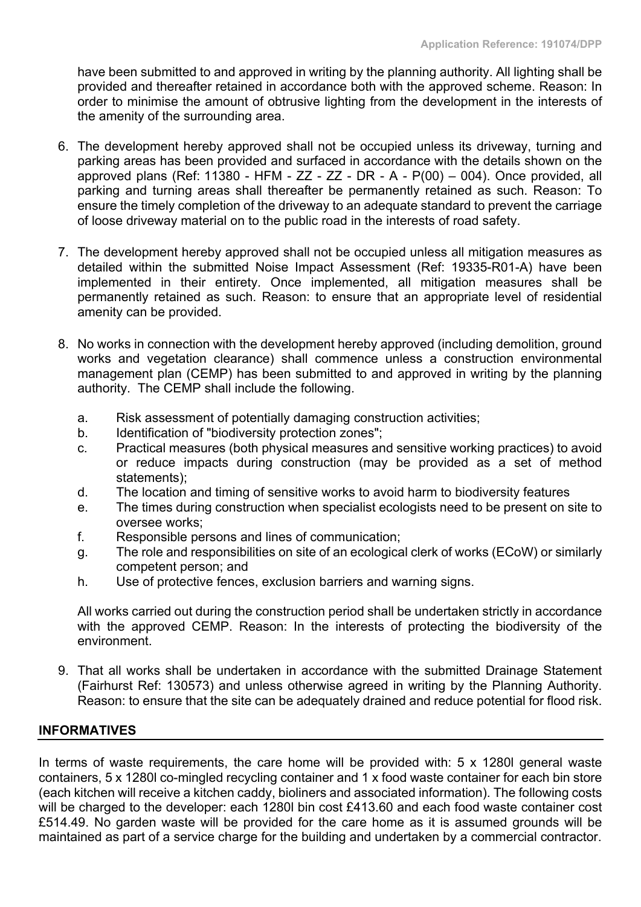have been submitted to and approved in writing by the planning authority. All lighting shall be provided and thereafter retained in accordance both with the approved scheme. Reason: In order to minimise the amount of obtrusive lighting from the development in the interests of the amenity of the surrounding area.

6. The development hereby approved shall not be occupied unless its driveway, turning and parking areas has been provided and surfaced in accordance with the details shown on the approved plans (Ref: 11380 - HFM - ZZ - ZZ - DR - A - P(00) – 004). Once provided, all parking and turning areas shall thereafter be permanently retained as such. Reason: To ensure the timely completion of the driveway to an adequate standard to prevent the carriage of loose driveway material on to the public road in the interests of road safety.

7. The development hereby approved shall not be occupied unless all mitigation measures as detailed within the submitted Noise Impact Assessment (Ref: 19335-R01-A) have been implemented in their entirety. Once implemented, all mitigation measures shall be permanently retained as such. Reason: to ensure that an appropriate level of residential amenity can be provided.

8. No works in connection with the development hereby approved (including demolition, ground works and vegetation clearance) shall commence unless a construction environmental management plan (CEMP) has been submitted to and approved in writing by the planning authority. The CEMP shall include the following.

   a. Risk assessment of potentially damaging construction activities;
   b. Identification of "biodiversity protection zones";
   c. Practical measures (both physical measures and sensitive working practices) to avoid or reduce impacts during construction (may be provided as a set of method statements);
   d. The location and timing of sensitive works to avoid harm to biodiversity features
   e. The times during construction when specialist ecologists need to be present on site to oversee works;
   f. Responsible persons and lines of communication;
   g. The role and responsibilities on site of an ecological clerk of works (ECoW) or similarly competent person; and
   h. Use of protective fences, exclusion barriers and warning signs.

   All works carried out during the construction period shall be undertaken strictly in accordance with the approved CEMP. Reason: In the interests of protecting the biodiversity of the environment.

9. That all works shall be undertaken in accordance with the submitted Drainage Statement (Fairhurst Ref: 130573) and unless otherwise agreed in writing by the Planning Authority. Reason: to ensure that the site can be adequately drained and reduce potential for flood risk.

## INFORMATIVES

In terms of waste requirements, the care home will be provided with: 5 x 1280l general waste containers, 5 x 1280l co-mingled recycling container and 1 x food waste container for each bin store (each kitchen will receive a kitchen caddy, bioliners and associated information). The following costs will be charged to the developer: each 1280l bin cost £413.60 and each food waste container cost £514.49. No garden waste will be provided for the care home as it is assumed grounds will be maintained as part of a service charge for the building and undertaken by a commercial contractor.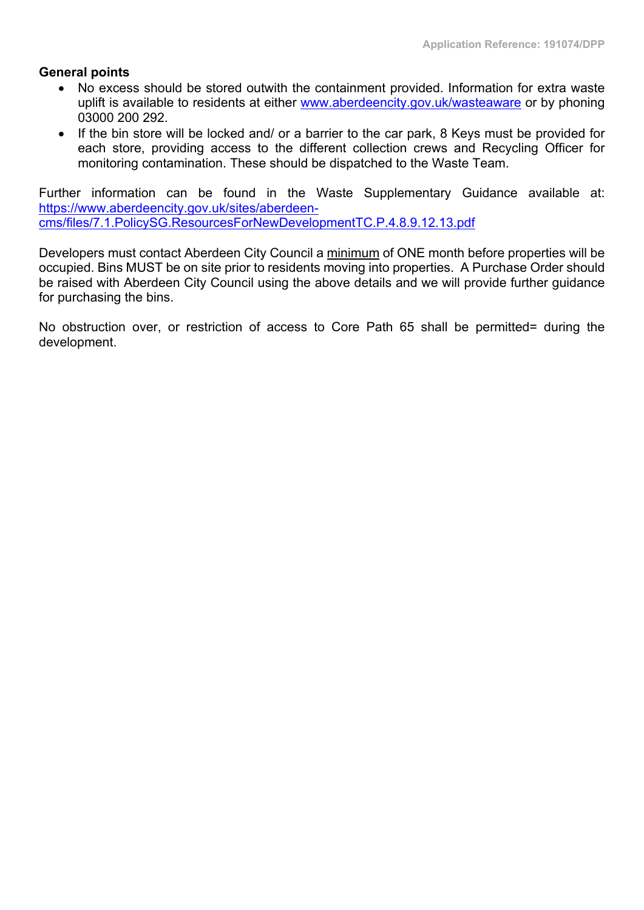**General points**

- No excess should be stored outwith the containment provided. Information for extra waste uplift is available to residents at either www.aberdeencity.gov.uk/wasteaware or by phoning 03000 200 292.
- If the bin store will be locked and/ or a barrier to the car park, 8 Keys must be provided for each store, providing access to the different collection crews and Recycling Officer for monitoring contamination. These should be dispatched to the Waste Team.

Further information can be found in the Waste Supplementary Guidance available at: https://www.aberdeencity.gov.uk/sites/aberdeen-cms/files/7.1.PolicySG.ResourcesForNewDevelopmentTC.P.4.8.9.12.13.pdf

Developers must contact Aberdeen City Council a minimum of ONE month before properties will be occupied. Bins MUST be on site prior to residents moving into properties. A Purchase Order should be raised with Aberdeen City Council using the above details and we will provide further guidance for purchasing the bins.

No obstruction over, or restriction of access to Core Path 65 shall be permitted= during the development.